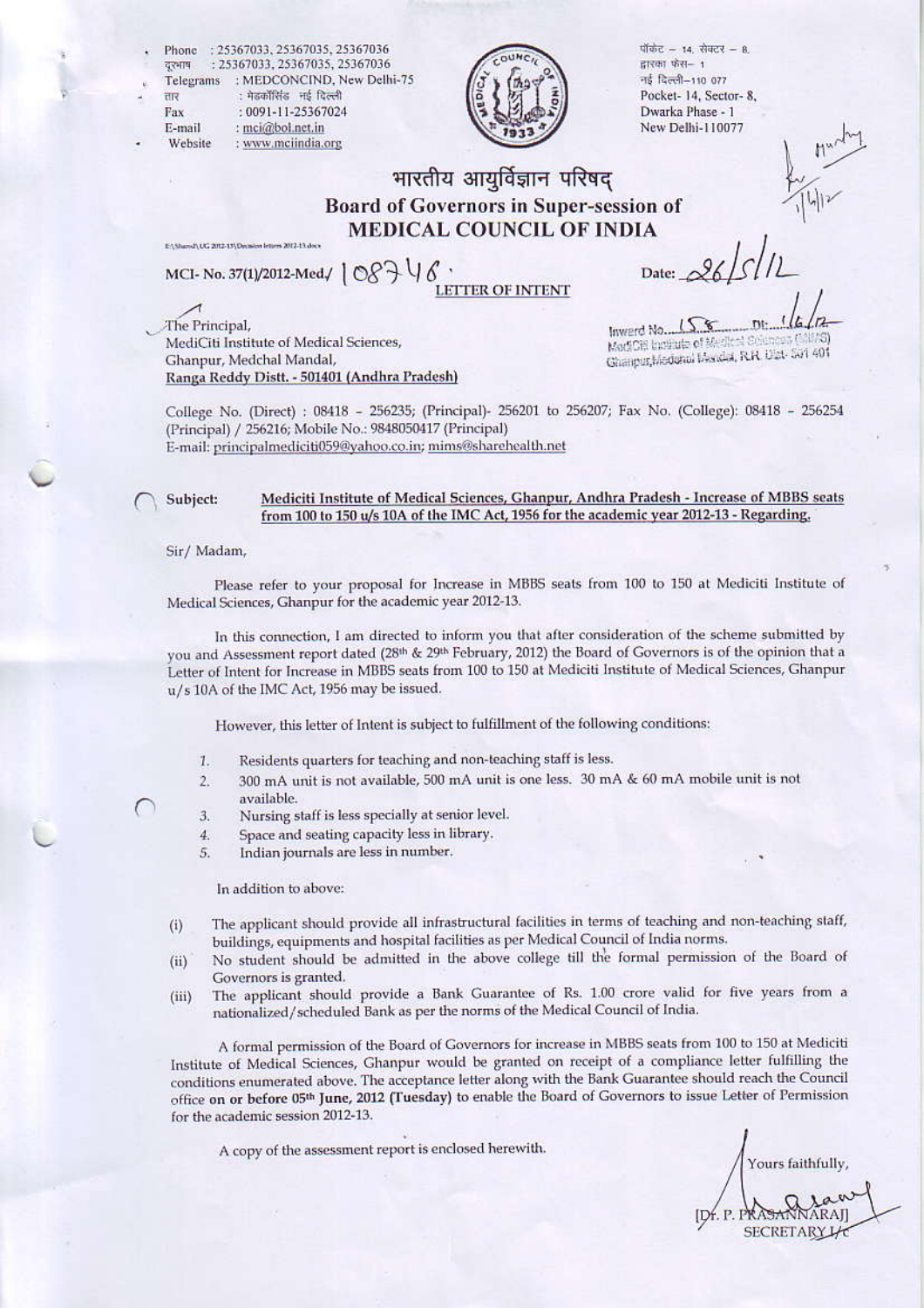Phone : 25367033, 25367035, 25367036
दूरभाष : 25367033, 25367035, 25367036
Telegrams : MEDCONCIND, New Delhi-75
तार : मेडकौंसिंड नई दिल्ली
Fax : 0091-11-25367024
E-mail : mci@bol.net.in
Website : www.mciindia.org

पॉकेट – 14, सेक्टर – 8,
द्वारका फेस– 1
नई दिल्ली–110 077
Pocket- 14, Sector- 8,
Dwarka Phase - 1
New Delhi-110077

# भारतीय आयुर्विज्ञान परिषद्

## Board of Governors in Super-session of MEDICAL COUNCIL OF INDIA

MCI- No. 37(1)/2012-Med./ 108746

Date: 26/5/12

**LETTER OF INTENT**

The Principal,
MediCiti Institute of Medical Sciences,
Ghanpur, Medchal Mandal,
Ranga Reddy Distt. - 501401 (Andhra Pradesh)

Inward No. 158 Dt: 1/6/12
MediCiti Institute of Medical Sciences (MIMS)
Ghanpur, Medchal Mandal, R.R. Dist- 501 401

College No. (Direct) : 08418 - 256235; (Principal)- 256201 to 256207; Fax No. (College): 08418 - 256254 (Principal) / 256216; Mobile No.: 9848050417 (Principal)
E-mail: principalmediciti059@yahoo.co.in; mims@sharehealth.net

**Subject:** Mediciti Institute of Medical Sciences, Ghanpur, Andhra Pradesh - Increase of MBBS seats from 100 to 150 u/s 10A of the IMC Act, 1956 for the academic year 2012-13 - Regarding.

Sir/ Madam,

Please refer to your proposal for Increase in MBBS seats from 100 to 150 at Mediciti Institute of Medical Sciences, Ghanpur for the academic year 2012-13.

In this connection, I am directed to inform you that after consideration of the scheme submitted by you and Assessment report dated (28th & 29th February, 2012) the Board of Governors is of the opinion that a Letter of Intent for Increase in MBBS seats from 100 to 150 at Mediciti Institute of Medical Sciences, Ghanpur u/s 10A of the IMC Act, 1956 may be issued.

However, this letter of Intent is subject to fulfillment of the following conditions:

1. Residents quarters for teaching and non-teaching staff is less.
2. 300 mA unit is not available, 500 mA unit is one less. 30 mA & 60 mA mobile unit is not available.
3. Nursing staff is less specially at senior level.
4. Space and seating capacity less in library.
5. Indian journals are less in number.

In addition to above:

(i) The applicant should provide all infrastructural facilities in terms of teaching and non-teaching staff, buildings, equipments and hospital facilities as per Medical Council of India norms.
(ii) No student should be admitted in the above college till the formal permission of the Board of Governors is granted.
(iii) The applicant should provide a Bank Guarantee of Rs. 1.00 crore valid for five years from a nationalized/scheduled Bank as per the norms of the Medical Council of India.

A formal permission of the Board of Governors for increase in MBBS seats from 100 to 150 at Mediciti Institute of Medical Sciences, Ghanpur would be granted on receipt of a compliance letter fulfilling the conditions enumerated above. The acceptance letter along with the Bank Guarantee should reach the Council office **on or before 05th June, 2012 (Tuesday)** to enable the Board of Governors to issue Letter of Permission for the academic session 2012-13.

A copy of the assessment report is enclosed herewith.

Yours faithfully,

[Dr. P. PRASANNARAJ]
SECRETARY I/c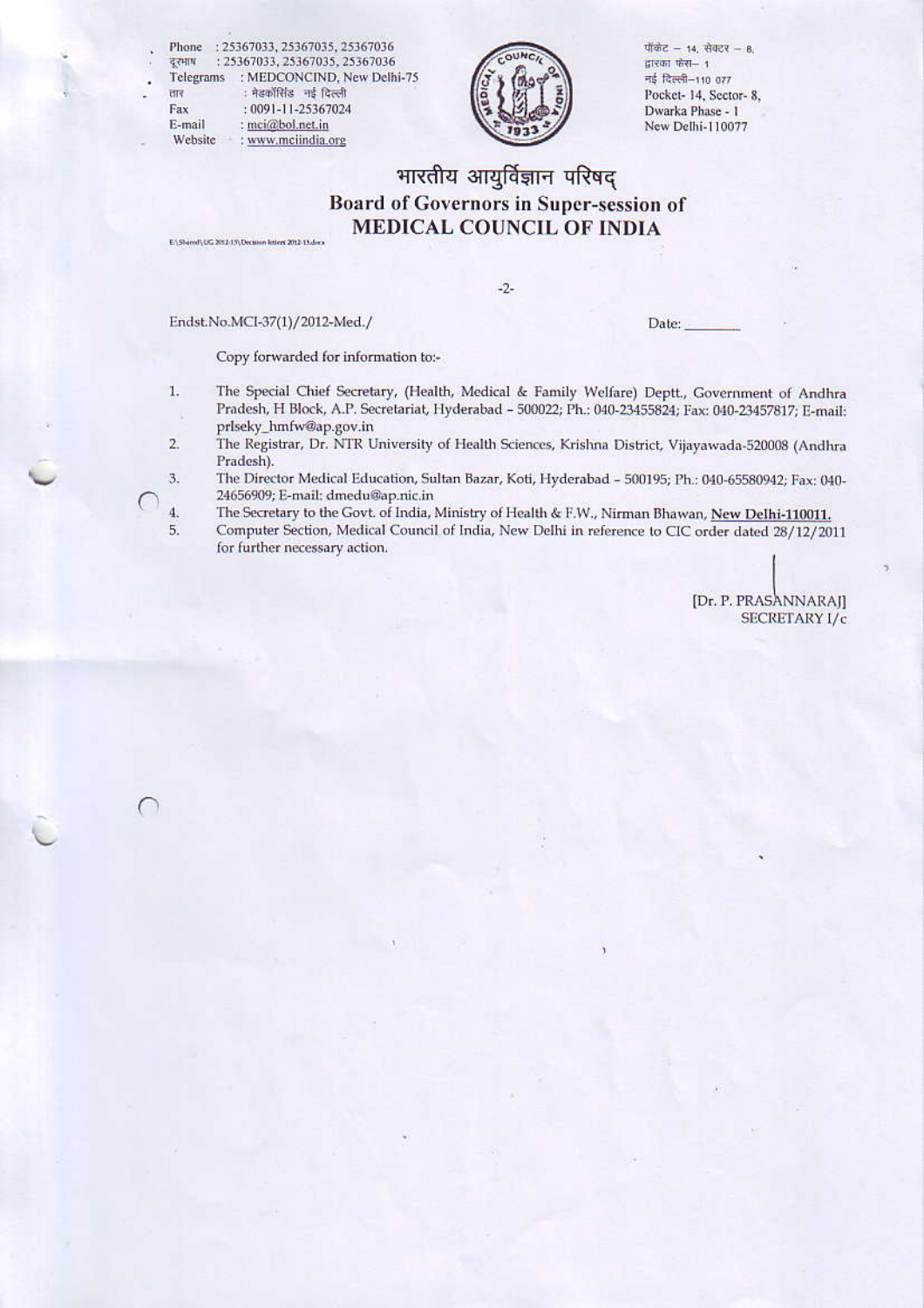Phone : 25367033, 25367035, 25367036
दूरभाष : 25367033, 25367035, 25367036
Telegrams : MEDCONCIND, New Delhi-75
तार : मेडकौंसिंड नई दिल्ली
Fax : 0091-11-25367024
E-mail : mci@bol.net.in
Website : www.mciindia.org

पॉकेट – 14, सेक्टर – 8,
द्वारका फेस– 1
नई दिल्ली–110 077
Pocket- 14, Sector- 8,
Dwarka Phase - I
New Delhi-110077

# भारतीय आयुर्विज्ञान परिषद्
## Board of Governors in Super-session of MEDICAL COUNCIL OF INDIA

E:\Shared\UG 2012-13\Decision letters 2012-13.docx

Endst.No.MCI-37(1)/2012-Med./ Date: _______

Copy forwarded for information to:-

1. The Special Chief Secretary, (Health, Medical & Family Welfare) Deptt., Government of Andhra Pradesh, H Block, A.P. Secretariat, Hyderabad – 500022; Ph.: 040-23455824; Fax: 040-23457817; E-mail: prlseky_hmfw@ap.gov.in
2. The Registrar, Dr. NTR University of Health Sciences, Krishna District, Vijayawada-520008 (Andhra Pradesh).
3. The Director Medical Education, Sultan Bazar, Koti, Hyderabad – 500195; Ph.: 040-65580942; Fax: 040-24656909; E-mail: dmedu@ap.nic.in
4. The Secretary to the Govt. of India, Ministry of Health & F.W., Nirman Bhawan, **New Delhi-110011.**
5. Computer Section, Medical Council of India, New Delhi in reference to CIC order dated 28/12/2011 for further necessary action.

[Dr. P. PRASANNARAJ]
SECRETARY I/c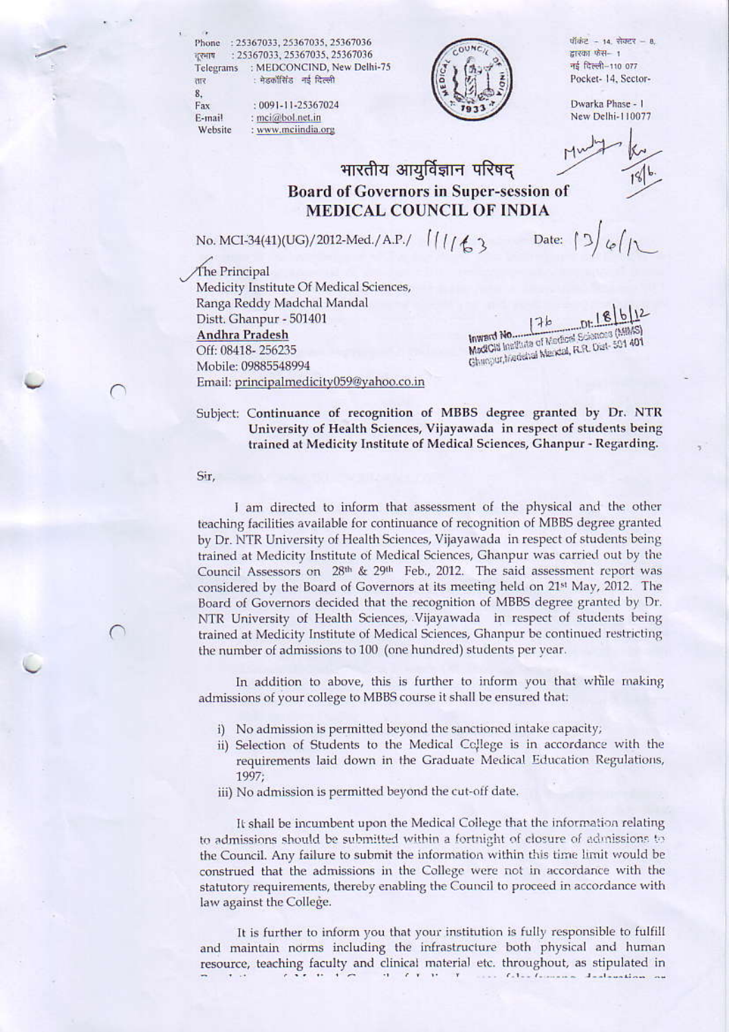Phone : 25367033, 25367035, 25367036
दूरभाष : 25367033, 25367035, 25367036
Telegrams : MEDCONCIND, New Delhi-75
तार : मेडकॉसिंड नई दिल्ली
Fax : 0091-11-25367024
E-mail : mci@bol.net.in
Website : www.mciindia.org

पॉकेट - 14, सेक्टर - 8,
द्वारका फेस- 1
नई दिल्ली-110 077
Pocket- 14, Sector-8,
Dwarka Phase - I
New Delhi-110077

# भारतीय आयुर्विज्ञान परिषद्
## Board of Governors in Super-session of
## MEDICAL COUNCIL OF INDIA

No. MCI-34(41)(UG)/2012-Med./A.P./ 111163 Date: 13/6/12

The Principal
Medicity Institute Of Medical Sciences,
Ranga Reddy Madchal Mandal
Distt. Ghanpur - 501401
**Andhra Pradesh**
Off: 08418- 256235
Mobile: 09885548994
Email: principalmedicity059@yahoo.co.in

Inward No. 176 Dt: 18/6/12
MediCity Institute of Medical Sciences (MIMS)
Ghanpur, Medchal Mandal, R.R. Dist- 501 401

Subject: **Continuance of recognition of MBBS degree granted by Dr. NTR University of Health Sciences, Vijayawada in respect of students being trained at Medicity Institute of Medical Sciences, Ghanpur - Regarding.**

Sir,

I am directed to inform that assessment of the physical and the other teaching facilities available for continuance of recognition of MBBS degree granted by Dr. NTR University of Health Sciences, Vijayawada in respect of students being trained at Medicity Institute of Medical Sciences, Ghanpur was carried out by the Council Assessors on 28th & 29th Feb., 2012. The said assessment report was considered by the Board of Governors at its meeting held on 21st May, 2012. The Board of Governors decided that the recognition of MBBS degree granted by Dr. NTR University of Health Sciences, Vijayawada in respect of students being trained at Medicity Institute of Medical Sciences, Ghanpur be continued restricting the number of admissions to 100 (one hundred) students per year.

In addition to above, this is further to inform you that while making admissions of your college to MBBS course it shall be ensured that:

i) No admission is permitted beyond the sanctioned intake capacity;
ii) Selection of Students to the Medical College is in accordance with the requirements laid down in the Graduate Medical Education Regulations, 1997;
iii) No admission is permitted beyond the cut-off date.

It shall be incumbent upon the Medical College that the information relating to admissions should be submitted within a fortnight of closure of admissions to the Council. Any failure to submit the information within this time limit would be construed that the admissions in the College were not in accordance with the statutory requirements, thereby enabling the Council to proceed in accordance with law against the College.

It is further to inform you that your institution is fully responsible to fulfill and maintain norms including the infrastructure both physical and human resource, teaching faculty and clinical material etc. throughout, as stipulated in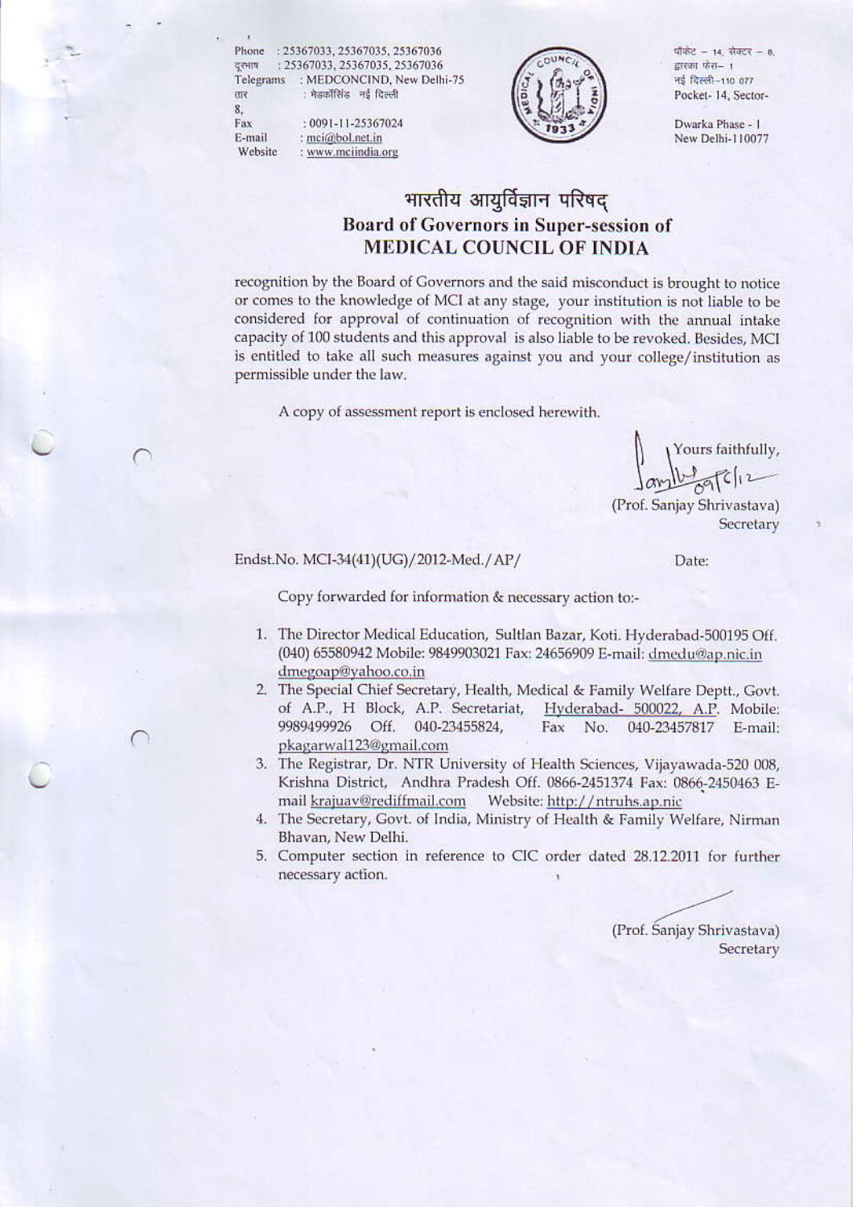Phone : 25367033, 25367035, 25367036
दूरभाष : 25367033, 25367035, 25367036
Telegrams : MEDCONCIND, New Delhi-75
तार : मेडकौंसिंड नई दिल्ली
Fax : 0091-11-25367024
E-mail : mci@bol.net.in
Website : www.mciindia.org

पॉकेट – 14, सेक्टर – 8, द्वारका फेस– 1 नई दिल्ली–110 077
Pocket- 14, Sector-8, Dwarka Phase - I New Delhi-110077

# भारतीय आयुर्विज्ञान परिषद्
## Board of Governors in Super-session of MEDICAL COUNCIL OF INDIA

recognition by the Board of Governors and the said misconduct is brought to notice or comes to the knowledge of MCI at any stage, your institution is not liable to be considered for approval of continuation of recognition with the annual intake capacity of 100 students and this approval is also liable to be revoked. Besides, MCI is entitled to take all such measures against you and your college/institution as permissible under the law.

A copy of assessment report is enclosed herewith.

Yours faithfully,

(Prof. Sanjay Shrivastava)
Secretary

Endst.No. MCI-34(41)(UG)/2012-Med./AP/ Date:

Copy forwarded for information & necessary action to:-

1. The Director Medical Education, Sultlan Bazar, Koti. Hyderabad-500195 Off. (040) 65580942 Mobile: 9849903021 Fax: 24656909 E-mail: dmedu@ap.nic.in dmegoap@yahoo.co.in
2. The Special Chief Secretary, Health, Medical & Family Welfare Deptt., Govt. of A.P., H Block, A.P. Secretariat, Hyderabad- 500022, A.P. Mobile: 9989499926 Off. 040-23455824, Fax No. 040-23457817 E-mail: pkagarwal123@gmail.com
3. The Registrar, Dr. NTR University of Health Sciences, Vijayawada-520 008, Krishna District, Andhra Pradesh Off. 0866-2451374 Fax: 0866-2450463 E-mail krajuav@rediffmail.com Website: http://ntruhs.ap.nic
4. The Secretary, Govt. of India, Ministry of Health & Family Welfare, Nirman Bhavan, New Delhi.
5. Computer section in reference to CIC order dated 28.12.2011 for further necessary action.

(Prof. Sanjay Shrivastava)
Secretary